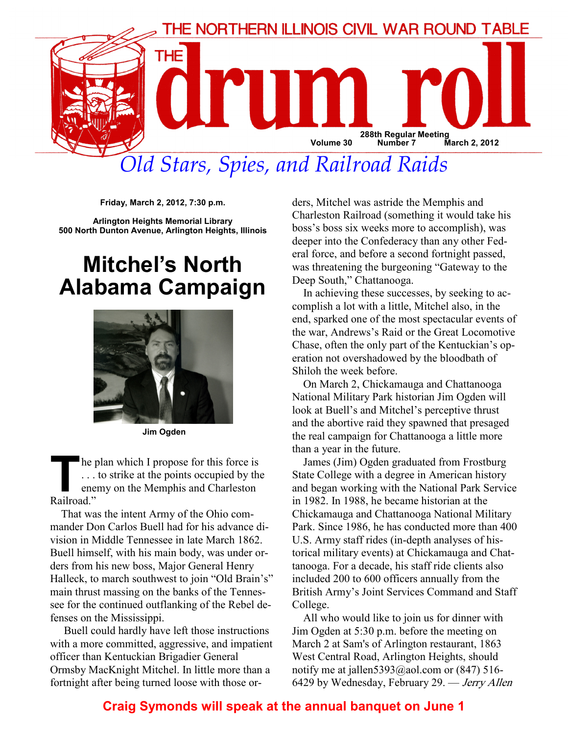# THE NORTHERN ILLINOIS CIVIL WAR ROUND TABLE

# THE drum roll

288th Regular Meeting
Volume 30 Number 7 March 2, 2012

*Old Stars, Spies, and Railroad Raids*

**Friday, March 2, 2012, 7:30 p.m.**

**Arlington Heights Memorial Library**
**500 North Dunton Avenue, Arlington Heights, Illinois**

## Mitchel's North Alabama Campaign

**Jim Ogden**

"The plan which I propose for this force is . . . to strike at the points occupied by the enemy on the Memphis and Charleston Railroad."

That was the intent Army of the Ohio commander Don Carlos Buell had for his advance division in Middle Tennessee in late March 1862. Buell himself, with his main body, was under orders from his new boss, Major General Henry Halleck, to march southwest to join "Old Brain's" main thrust massing on the banks of the Tennessee for the continued outflanking of the Rebel defenses on the Mississippi.

Buell could hardly have left those instructions with a more committed, aggressive, and impatient officer than Kentuckian Brigadier General Ormsby MacKnight Mitchel. In little more than a fortnight after being turned loose with those orders, Mitchel was astride the Memphis and Charleston Railroad (something it would take his boss's boss six weeks more to accomplish), was deeper into the Confederacy than any other Federal force, and before a second fortnight passed, was threatening the burgeoning "Gateway to the Deep South," Chattanooga.

In achieving these successes, by seeking to accomplish a lot with a little, Mitchel also, in the end, sparked one of the most spectacular events of the war, Andrews's Raid or the Great Locomotive Chase, often the only part of the Kentuckian's operation not overshadowed by the bloodbath of Shiloh the week before.

On March 2, Chickamauga and Chattanooga National Military Park historian Jim Ogden will look at Buell's and Mitchel's perceptive thrust and the abortive raid they spawned that presaged the real campaign for Chattanooga a little more than a year in the future.

James (Jim) Ogden graduated from Frostburg State College with a degree in American history and began working with the National Park Service in 1982. In 1988, he became historian at the Chickamauga and Chattanooga National Military Park. Since 1986, he has conducted more than 400 U.S. Army staff rides (in-depth analyses of historical military events) at Chickamauga and Chattanooga. For a decade, his staff ride clients also included 200 to 600 officers annually from the British Army's Joint Services Command and Staff College.

All who would like to join us for dinner with Jim Ogden at 5:30 p.m. before the meeting on March 2 at Sam's of Arlington restaurant, 1863 West Central Road, Arlington Heights, should notify me at jallen5393@aol.com or (847) 516-6429 by Wednesday, February 29. — *Jerry Allen*

**Craig Symonds will speak at the annual banquet on June 1**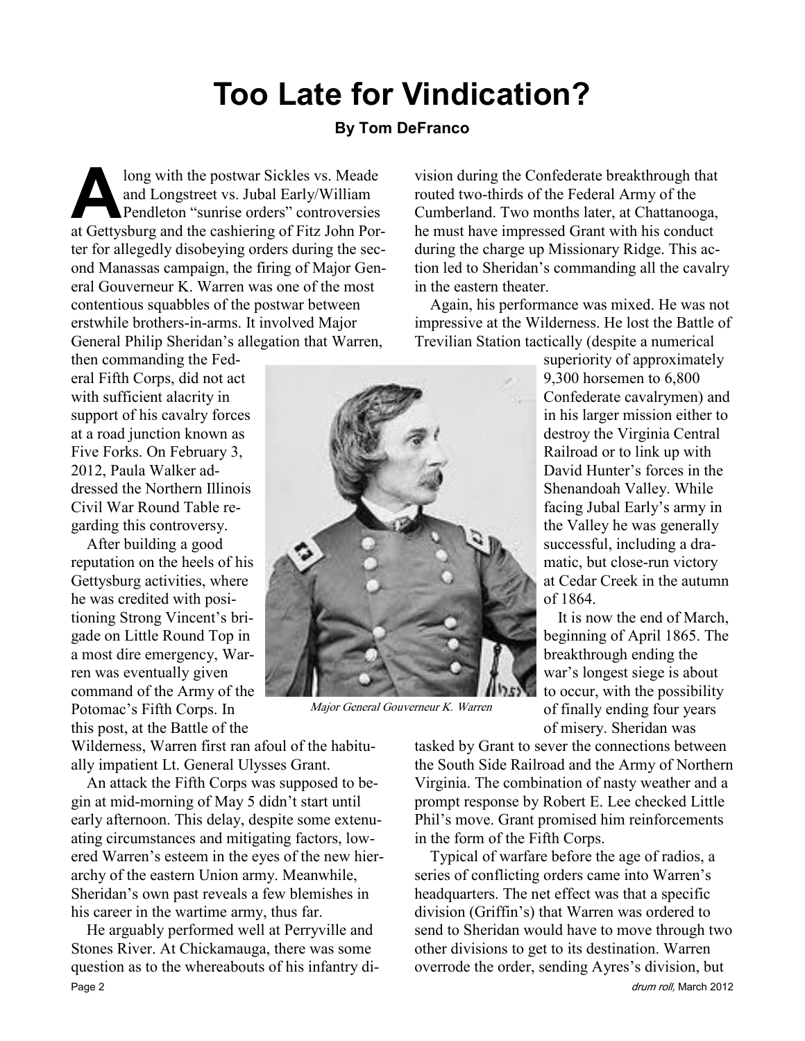# Too Late for Vindication?

**By Tom DeFranco**

Along with the postwar Sickles vs. Meade and Longstreet vs. Jubal Early/William Pendleton "sunrise orders" controversies at Gettysburg and the cashiering of Fitz John Porter for allegedly disobeying orders during the second Manassas campaign, the firing of Major General Gouverneur K. Warren was one of the most contentious squabbles of the postwar between erstwhile brothers-in-arms. It involved Major General Philip Sheridan's allegation that Warren, then commanding the Federal Fifth Corps, did not act with sufficient alacrity in support of his cavalry forces at a road junction known as Five Forks. On February 3, 2012, Paula Walker addressed the Northern Illinois Civil War Round Table regarding this controversy.

After building a good reputation on the heels of his Gettysburg activities, where he was credited with positioning Strong Vincent's brigade on Little Round Top in a most dire emergency, Warren was eventually given command of the Army of the Potomac's Fifth Corps. In this post, at the Battle of the Wilderness, Warren first ran afoul of the habitually impatient Lt. General Ulysses Grant.

*Major General Gouverneur K. Warren*

An attack the Fifth Corps was supposed to begin at mid-morning of May 5 didn't start until early afternoon. This delay, despite some extenuating circumstances and mitigating factors, lowered Warren's esteem in the eyes of the new hierarchy of the eastern Union army. Meanwhile, Sheridan's own past reveals a few blemishes in his career in the wartime army, thus far.

He arguably performed well at Perryville and Stones River. At Chickamauga, there was some question as to the whereabouts of his infantry division during the Confederate breakthrough that routed two-thirds of the Federal Army of the Cumberland. Two months later, at Chattanooga, he must have impressed Grant with his conduct during the charge up Missionary Ridge. This action led to Sheridan's commanding all the cavalry in the eastern theater.

Again, his performance was mixed. He was not impressive at the Wilderness. He lost the Battle of Trevilian Station tactically (despite a numerical superiority of approximately 9,300 horsemen to 6,800 Confederate cavalrymen) and in his larger mission either to destroy the Virginia Central Railroad or to link up with David Hunter's forces in the Shenandoah Valley. While facing Jubal Early's army in the Valley he was generally successful, including a dramatic, but close-run victory at Cedar Creek in the autumn of 1864.

It is now the end of March, beginning of April 1865. The breakthrough ending the war's longest siege is about to occur, with the possibility of finally ending four years of misery. Sheridan was tasked by Grant to sever the connections between the South Side Railroad and the Army of Northern Virginia. The combination of nasty weather and a prompt response by Robert E. Lee checked Little Phil's move. Grant promised him reinforcements in the form of the Fifth Corps.

Typical of warfare before the age of radios, a series of conflicting orders came into Warren's headquarters. The net effect was that a specific division (Griffin's) that Warren was ordered to send to Sheridan would have to move through two other divisions to get to its destination. Warren overrode the order, sending Ayres's division, but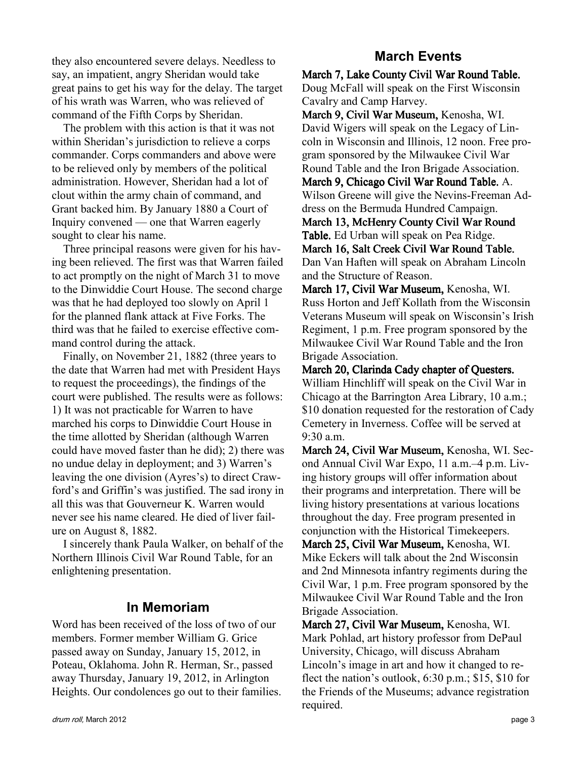they also encountered severe delays. Needless to say, an impatient, angry Sheridan would take great pains to get his way for the delay. The target of his wrath was Warren, who was relieved of command of the Fifth Corps by Sheridan.

The problem with this action is that it was not within Sheridan's jurisdiction to relieve a corps commander. Corps commanders and above were to be relieved only by members of the political administration. However, Sheridan had a lot of clout within the army chain of command, and Grant backed him. By January 1880 a Court of Inquiry convened — one that Warren eagerly sought to clear his name.

Three principal reasons were given for his having been relieved. The first was that Warren failed to act promptly on the night of March 31 to move to the Dinwiddie Court House. The second charge was that he had deployed too slowly on April 1 for the planned flank attack at Five Forks. The third was that he failed to exercise effective command control during the attack.

Finally, on November 21, 1882 (three years to the date that Warren had met with President Hays to request the proceedings), the findings of the court were published. The results were as follows: 1) It was not practicable for Warren to have marched his corps to Dinwiddie Court House in the time allotted by Sheridan (although Warren could have moved faster than he did); 2) there was no undue delay in deployment; and 3) Warren's leaving the one division (Ayres's) to direct Crawford's and Griffin's was justified. The sad irony in all this was that Gouverneur K. Warren would never see his name cleared. He died of liver failure on August 8, 1882.

I sincerely thank Paula Walker, on behalf of the Northern Illinois Civil War Round Table, for an enlightening presentation.

## In Memoriam

Word has been received of the loss of two of our members. Former member William G. Grice passed away on Sunday, January 15, 2012, in Poteau, Oklahoma. John R. Herman, Sr., passed away Thursday, January 19, 2012, in Arlington Heights. Our condolences go out to their families.

## March Events

**March 7, Lake County Civil War Round Table.** Doug McFall will speak on the First Wisconsin Cavalry and Camp Harvey.

**March 9, Civil War Museum,** Kenosha, WI. David Wigers will speak on the Legacy of Lincoln in Wisconsin and Illinois, 12 noon. Free program sponsored by the Milwaukee Civil War Round Table and the Iron Brigade Association.

**March 9, Chicago Civil War Round Table.** A. Wilson Greene will give the Nevins-Freeman Address on the Bermuda Hundred Campaign.

**March 13, McHenry County Civil War Round Table.** Ed Urban will speak on Pea Ridge.

**March 16, Salt Creek Civil War Round Table.** Dan Van Haften will speak on Abraham Lincoln and the Structure of Reason.

**March 17, Civil War Museum,** Kenosha, WI. Russ Horton and Jeff Kollath from the Wisconsin Veterans Museum will speak on Wisconsin's Irish Regiment, 1 p.m. Free program sponsored by the Milwaukee Civil War Round Table and the Iron Brigade Association.

**March 20, Clarinda Cady chapter of Questers.** William Hinchliff will speak on the Civil War in Chicago at the Barrington Area Library, 10 a.m.; $10 donation requested for the restoration of Cady Cemetery in Inverness. Coffee will be served at 9:30 a.m.

**March 24, Civil War Museum,** Kenosha, WI. Second Annual Civil War Expo, 11 a.m.–4 p.m. Living history groups will offer information about their programs and interpretation. There will be living history presentations at various locations throughout the day. Free program presented in conjunction with the Historical Timekeepers.

**March 25, Civil War Museum,** Kenosha, WI. Mike Eckers will talk about the 2nd Wisconsin and 2nd Minnesota infantry regiments during the Civil War, 1 p.m. Free program sponsored by the Milwaukee Civil War Round Table and the Iron Brigade Association.

**March 27, Civil War Museum,** Kenosha, WI. Mark Pohlad, art history professor from DePaul University, Chicago, will discuss Abraham Lincoln's image in art and how it changed to reflect the nation's outlook, 6:30 p.m.; $15, $10 for the Friends of the Museums; advance registration required.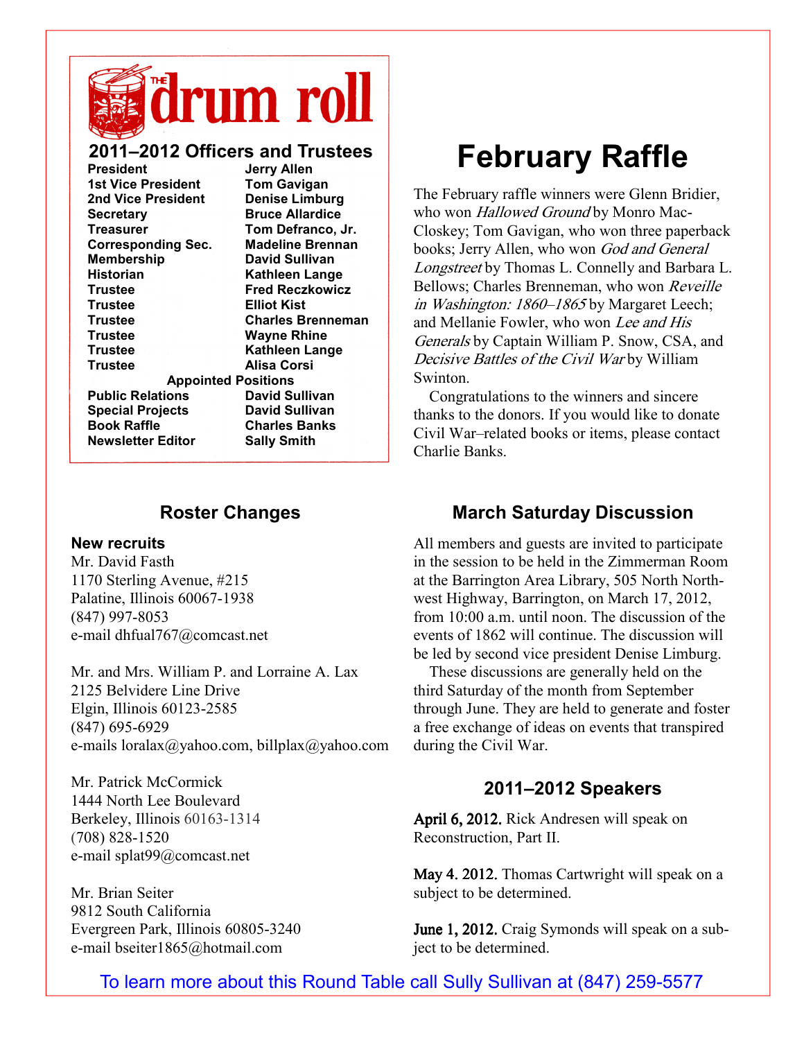# The drum roll

## 2011–2012 Officers and Trustees

| | |
|---|---|
| President | Jerry Allen |
| 1st Vice President | Tom Gavigan |
| 2nd Vice President | Denise Limburg |
| Secretary | Bruce Allardice |
| Treasurer | Tom Defranco, Jr. |
| Corresponding Sec. | Madeline Brennan |
| Membership | David Sullivan |
| Historian | Kathleen Lange |
| Trustee | Fred Reczkowicz |
| Trustee | Elliot Kist |
| Trustee | Charles Brenneman |
| Trustee | Wayne Rhine |
| Trustee | Kathleen Lange |
| Trustee | Alisa Corsi |

**Appointed Positions**

| | |
|---|---|
| Public Relations | David Sullivan |
| Special Projects | David Sullivan |
| Book Raffle | Charles Banks |
| Newsletter Editor | Sally Smith |

# February Raffle

The February raffle winners were Glenn Bridier, who won *Hallowed Ground* by Monro MacCloskey; Tom Gavigan, who won three paperback books; Jerry Allen, who won *God and General Longstreet* by Thomas L. Connelly and Barbara L. Bellows; Charles Brenneman, who won *Reveille in Washington: 1860–1865* by Margaret Leech; and Mellanie Fowler, who won *Lee and His Generals* by Captain William P. Snow, CSA, and *Decisive Battles of the Civil War* by William Swinton.

Congratulations to the winners and sincere thanks to the donors. If you would like to donate Civil War–related books or items, please contact Charlie Banks.

## Roster Changes

**New recruits**

Mr. David Fasth
1170 Sterling Avenue, #215
Palatine, Illinois 60067-1938
(847) 997-8053
e-mail dhfual767@comcast.net

Mr. and Mrs. William P. and Lorraine A. Lax
2125 Belvidere Line Drive
Elgin, Illinois 60123-2585
(847) 695-6929
e-mails loralax@yahoo.com, billplax@yahoo.com

Mr. Patrick McCormick
1444 North Lee Boulevard
Berkeley, Illinois 60163-1314
(708) 828-1520
e-mail splat99@comcast.net

Mr. Brian Seiter
9812 South California
Evergreen Park, Illinois 60805-3240
e-mail bseiter1865@hotmail.com

## March Saturday Discussion

All members and guests are invited to participate in the session to be held in the Zimmerman Room at the Barrington Area Library, 505 North Northwest Highway, Barrington, on March 17, 2012, from 10:00 a.m. until noon. The discussion of the events of 1862 will continue. The discussion will be led by second vice president Denise Limburg.

These discussions are generally held on the third Saturday of the month from September through June. They are held to generate and foster a free exchange of ideas on events that transpired during the Civil War.

## 2011–2012 Speakers

**April 6, 2012.** Rick Andresen will speak on Reconstruction, Part II.

**May 4. 2012.** Thomas Cartwright will speak on a subject to be determined.

**June 1, 2012.** Craig Symonds will speak on a subject to be determined.

To learn more about this Round Table call Sully Sullivan at (847) 259-5577